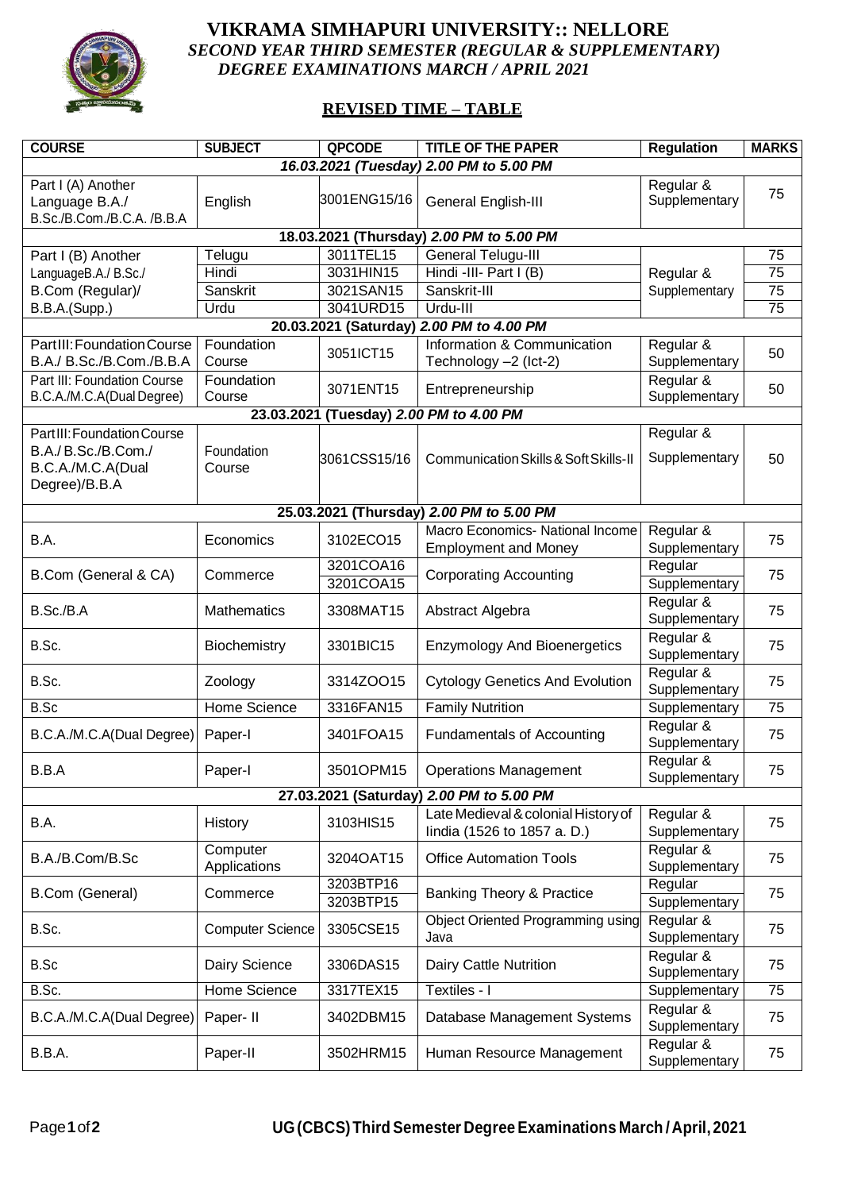# VIKRAMA SIMHAPURI UNIVERSITY:: NELLORE

*SECOND YEAR THIRD SEMESTER (REGULAR & SUPPLEMENTARY) DEGREE EXAMINATIONS MARCH / APRIL 2021*

## REVISED TIME – TABLE

| COURSE | SUBJECT | QPCODE | TITLE OF THE PAPER | Regulation | MARKS |
|---|---|---|---|---|---|
| ***16.03.2021 (Tuesday) 2.00 PM to 5.00 PM*** | | | | | |
| Part I (A) Another Language B.A./ B.Sc./B.Com./B.C.A. /B.B.A | English | 3001ENG15/16 | General English-III | Regular & Supplementary | 75 |
| **18.03.2021 (Thursday) *2.00 PM to 5.00 PM*** | | | | | |
| Part I (B) Another LanguageB.A./ B.Sc./ B.Com (Regular)/ B.B.A.(Supp.) | Telugu | 3011TEL15 | General Telugu-III | Regular & Supplementary | 75 |
| | Hindi | 3031HIN15 | Hindi -III- Part I (B) | | 75 |
| | Sanskrit | 3021SAN15 | Sanskrit-III | | 75 |
| | Urdu | 3041URD15 | Urdu-III | | 75 |
| **20.03.2021 (Saturday) *2.00 PM to 4.00 PM*** | | | | | |
| PartIII: Foundation Course B.A./ B.Sc./B.Com./B.B.A | Foundation Course | 3051ICT15 | Information & Communication Technology –2 (Ict-2) | Regular & Supplementary | 50 |
| Part III: Foundation Course B.C.A./M.C.A(Dual Degree) | Foundation Course | 3071ENT15 | Entrepreneurship | Regular & Supplementary | 50 |
| **23.03.2021 (Tuesday) *2.00 PM to 4.00 PM*** | | | | | |
| PartIII: Foundation Course B.A./ B.Sc./B.Com./ B.C.A./M.C.A(Dual Degree)/B.B.A | Foundation Course | 3061CSS15/16 | Communication Skills & Soft Skills-II | Regular & Supplementary | 50 |
| **25.03.2021 (Thursday) *2.00 PM to 5.00 PM*** | | | | | |
| B.A. | Economics | 3102ECO15 | Macro Economics- National Income Employment and Money | Regular & Supplementary | 75 |
| B.Com (General & CA) | Commerce | 3201COA16 | Corporating Accounting | Regular | 75 |
| | | 3201COA15 | | Supplementary | |
| B.Sc./B.A | Mathematics | 3308MAT15 | Abstract Algebra | Regular & Supplementary | 75 |
| B.Sc. | Biochemistry | 3301BIC15 | Enzymology And Bioenergetics | Regular & Supplementary | 75 |
| B.Sc. | Zoology | 3314ZOO15 | Cytology Genetics And Evolution | Regular & Supplementary | 75 |
| B.Sc | Home Science | 3316FAN15 | Family Nutrition | Supplementary | 75 |
| B.C.A./M.C.A(Dual Degree) | Paper-I | 3401FOA15 | Fundamentals of Accounting | Regular & Supplementary | 75 |
| B.B.A | Paper-I | 3501OPM15 | Operations Management | Regular & Supplementary | 75 |
| **27.03.2021 (Saturday) *2.00 PM to 5.00 PM*** | | | | | |
| B.A. | History | 3103HIS15 | Late Medieval & colonial History of Iindia (1526 to 1857 a. D.) | Regular & Supplementary | 75 |
| B.A./B.Com/B.Sc | Computer Applications | 3204OAT15 | Office Automation Tools | Regular & Supplementary | 75 |
| B.Com (General) | Commerce | 3203BTP16 | Banking Theory & Practice | Regular | 75 |
| | | 3203BTP15 | | Supplementary | |
| B.Sc. | Computer Science | 3305CSE15 | Object Oriented Programming using Java | Regular & Supplementary | 75 |
| B.Sc | Dairy Science | 3306DAS15 | Dairy Cattle Nutrition | Regular & Supplementary | 75 |
| B.Sc. | Home Science | 3317TEX15 | Textiles - I | Supplementary | 75 |
| B.C.A./M.C.A(Dual Degree) | Paper- II | 3402DBM15 | Database Management Systems | Regular & Supplementary | 75 |
| B.B.A. | Paper-II | 3502HRM15 | Human Resource Management | Regular & Supplementary | 75 |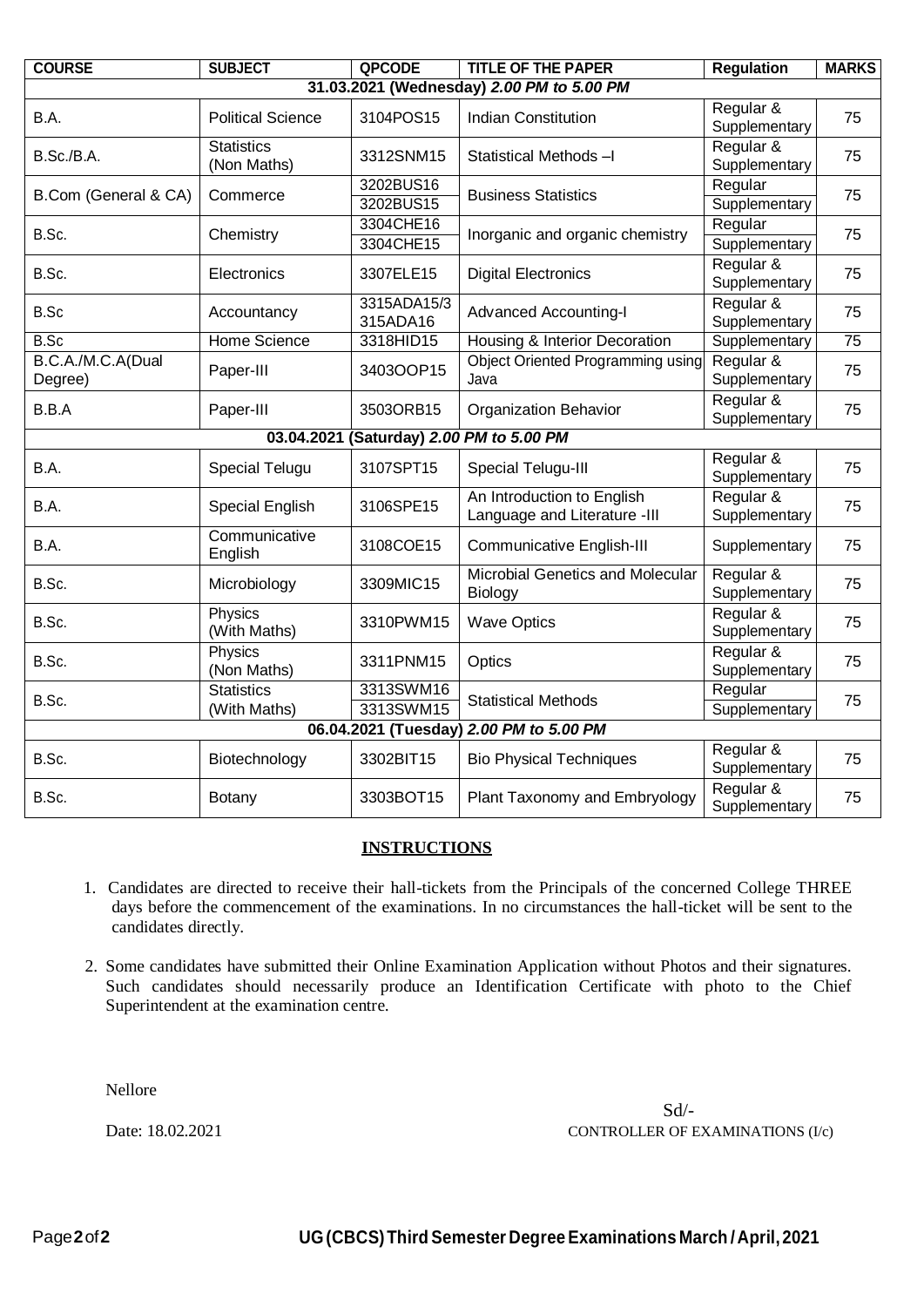| COURSE | SUBJECT | QPCODE | TITLE OF THE PAPER | Regulation | MARKS |
|---|---|---|---|---|---|
| **31.03.2021 (Wednesday) *2.00 PM to 5.00 PM*** | | | | | |
| B.A. | Political Science | 3104POS15 | Indian Constitution | Regular & Supplementary | 75 |
| B.Sc./B.A. | Statistics (Non Maths) | 3312SNM15 | Statistical Methods –I | Regular & Supplementary | 75 |
| B.Com (General & CA) | Commerce | 3202BUS16 | Business Statistics | Regular | 75 |
| | | 3202BUS15 | | Supplementary | |
| B.Sc. | Chemistry | 3304CHE16 | Inorganic and organic chemistry | Regular | 75 |
| | | 3304CHE15 | | Supplementary | |
| B.Sc. | Electronics | 3307ELE15 | Digital Electronics | Regular & Supplementary | 75 |
| B.Sc | Accountancy | 3315ADA15/3315ADA16 | Advanced Accounting-I | Regular & Supplementary | 75 |
| B.Sc | Home Science | 3318HID15 | Housing & Interior Decoration | Supplementary | 75 |
| B.C.A./M.C.A(Dual Degree) | Paper-III | 3403OOP15 | Object Oriented Programming using Java | Regular & Supplementary | 75 |
| B.B.A | Paper-III | 3503ORB15 | Organization Behavior | Regular & Supplementary | 75 |
| **03.04.2021 (Saturday) *2.00 PM to 5.00 PM*** | | | | | |
| B.A. | Special Telugu | 3107SPT15 | Special Telugu-III | Regular & Supplementary | 75 |
| B.A. | Special English | 3106SPE15 | An Introduction to English Language and Literature -III | Regular & Supplementary | 75 |
| B.A. | Communicative English | 3108COE15 | Communicative English-III | Supplementary | 75 |
| B.Sc. | Microbiology | 3309MIC15 | Microbial Genetics and Molecular Biology | Regular & Supplementary | 75 |
| B.Sc. | Physics (With Maths) | 3310PWM15 | Wave Optics | Regular & Supplementary | 75 |
| B.Sc. | Physics (Non Maths) | 3311PNM15 | Optics | Regular & Supplementary | 75 |
| B.Sc. | Statistics (With Maths) | 3313SWM16 | Statistical Methods | Regular | 75 |
| | | 3313SWM15 | | Supplementary | |
| **06.04.2021 (Tuesday) *2.00 PM to 5.00 PM*** | | | | | |
| B.Sc. | Biotechnology | 3302BIT15 | Bio Physical Techniques | Regular & Supplementary | 75 |
| B.Sc. | Botany | 3303BOT15 | Plant Taxonomy and Embryology | Regular & Supplementary | 75 |

## INSTRUCTIONS

1. Candidates are directed to receive their hall-tickets from the Principals of the concerned College THREE days before the commencement of the examinations. In no circumstances the hall-ticket will be sent to the candidates directly.

2. Some candidates have submitted their Online Examination Application without Photos and their signatures. Such candidates should necessarily produce an Identification Certificate with photo to the Chief Superintendent at the examination centre.

Nellore

Date: 18.02.2021

Sd/-
CONTROLLER OF EXAMINATIONS (I/c)

**UG (CBCS) Third Semester Degree Examinations March / April, 2021**